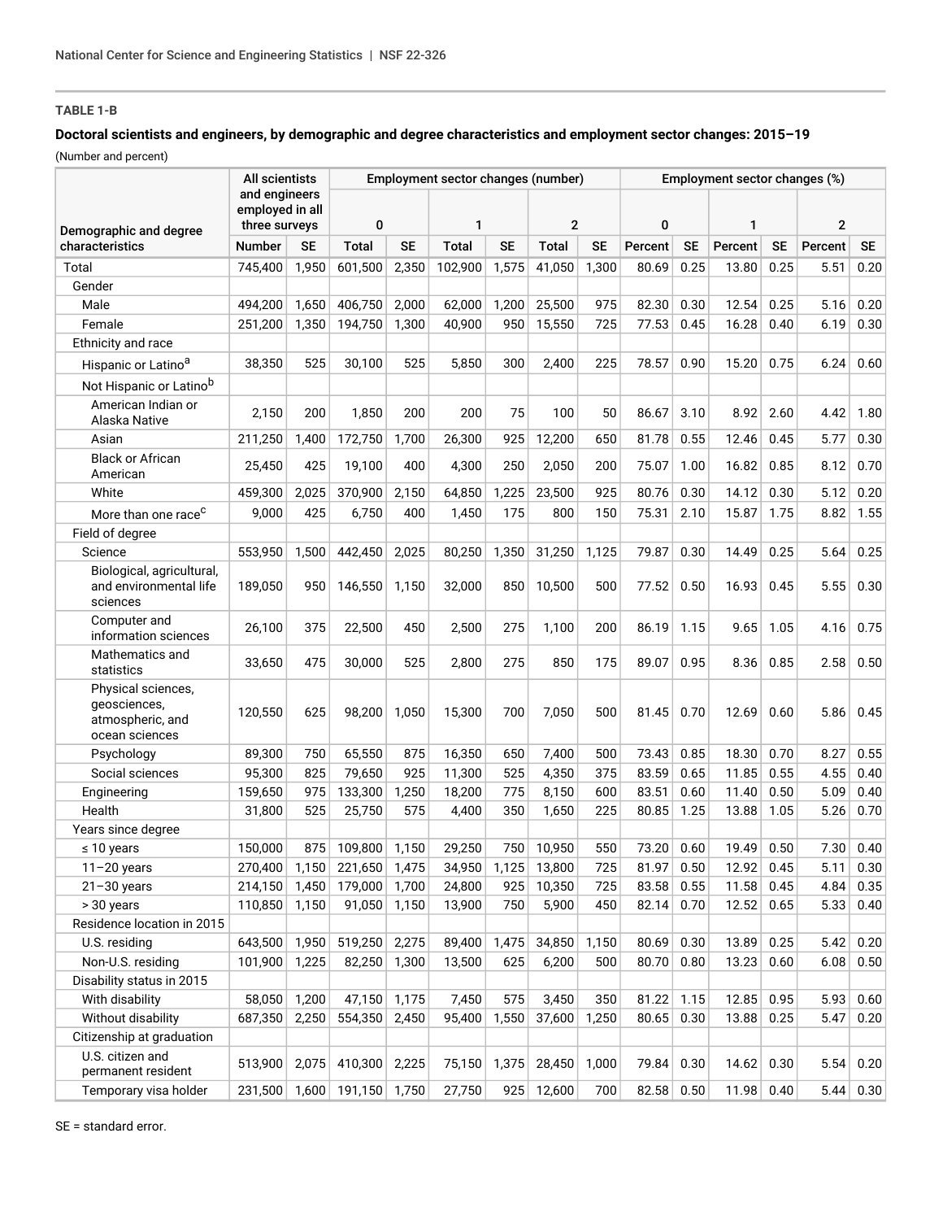**TABLE 1-B**

**Doctoral scientists and engineers, by demographic and degree characteristics and employment sector changes: 2015–19**

(Number and percent)

| Demographic and degree characteristics | All scientists and engineers employed in all three surveys | | Employment sector changes (number) | | | | | | Employment sector changes (%) | | | | | |
|---|---|---|---|---|---|---|---|---|---|---|---|---|---|---|
| | | | 0 | | 1 | | 2 | | 0 | | 1 | | 2 | |
| | Number | SE | Total | SE | Total | SE | Total | SE | Percent | SE | Percent | SE | Percent | SE |
| Total | 745,400 | 1,950 | 601,500 | 2,350 | 102,900 | 1,575 | 41,050 | 1,300 | 80.69 | 0.25 | 13.80 | 0.25 | 5.51 | 0.20 |
| Gender | | | | | | | | | | | | | | |
| Male | 494,200 | 1,650 | 406,750 | 2,000 | 62,000 | 1,200 | 25,500 | 975 | 82.30 | 0.30 | 12.54 | 0.25 | 5.16 | 0.20 |
| Female | 251,200 | 1,350 | 194,750 | 1,300 | 40,900 | 950 | 15,550 | 725 | 77.53 | 0.45 | 16.28 | 0.40 | 6.19 | 0.30 |
| Ethnicity and race | | | | | | | | | | | | | | |
| Hispanic or Latino[a] | 38,350 | 525 | 30,100 | 525 | 5,850 | 300 | 2,400 | 225 | 78.57 | 0.90 | 15.20 | 0.75 | 6.24 | 0.60 |
| Not Hispanic or Latino[b] | | | | | | | | | | | | | | |
| American Indian or Alaska Native | 2,150 | 200 | 1,850 | 200 | 200 | 75 | 100 | 50 | 86.67 | 3.10 | 8.92 | 2.60 | 4.42 | 1.80 |
| Asian | 211,250 | 1,400 | 172,750 | 1,700 | 26,300 | 925 | 12,200 | 650 | 81.78 | 0.55 | 12.46 | 0.45 | 5.77 | 0.30 |
| Black or African American | 25,450 | 425 | 19,100 | 400 | 4,300 | 250 | 2,050 | 200 | 75.07 | 1.00 | 16.82 | 0.85 | 8.12 | 0.70 |
| White | 459,300 | 2,025 | 370,900 | 2,150 | 64,850 | 1,225 | 23,500 | 925 | 80.76 | 0.30 | 14.12 | 0.30 | 5.12 | 0.20 |
| More than one race[c] | 9,000 | 425 | 6,750 | 400 | 1,450 | 175 | 800 | 150 | 75.31 | 2.10 | 15.87 | 1.75 | 8.82 | 1.55 |
| Field of degree | | | | | | | | | | | | | | |
| Science | 553,950 | 1,500 | 442,450 | 2,025 | 80,250 | 1,350 | 31,250 | 1,125 | 79.87 | 0.30 | 14.49 | 0.25 | 5.64 | 0.25 |
| Biological, agricultural, and environmental life sciences | 189,050 | 950 | 146,550 | 1,150 | 32,000 | 850 | 10,500 | 500 | 77.52 | 0.50 | 16.93 | 0.45 | 5.55 | 0.30 |
| Computer and information sciences | 26,100 | 375 | 22,500 | 450 | 2,500 | 275 | 1,100 | 200 | 86.19 | 1.15 | 9.65 | 1.05 | 4.16 | 0.75 |
| Mathematics and statistics | 33,650 | 475 | 30,000 | 525 | 2,800 | 275 | 850 | 175 | 89.07 | 0.95 | 8.36 | 0.85 | 2.58 | 0.50 |
| Physical sciences, geosciences, atmospheric, and ocean sciences | 120,550 | 625 | 98,200 | 1,050 | 15,300 | 700 | 7,050 | 500 | 81.45 | 0.70 | 12.69 | 0.60 | 5.86 | 0.45 |
| Psychology | 89,300 | 750 | 65,550 | 875 | 16,350 | 650 | 7,400 | 500 | 73.43 | 0.85 | 18.30 | 0.70 | 8.27 | 0.55 |
| Social sciences | 95,300 | 825 | 79,650 | 925 | 11,300 | 525 | 4,350 | 375 | 83.59 | 0.65 | 11.85 | 0.55 | 4.55 | 0.40 |
| Engineering | 159,650 | 975 | 133,300 | 1,250 | 18,200 | 775 | 8,150 | 600 | 83.51 | 0.60 | 11.40 | 0.50 | 5.09 | 0.40 |
| Health | 31,800 | 525 | 25,750 | 575 | 4,400 | 350 | 1,650 | 225 | 80.85 | 1.25 | 13.88 | 1.05 | 5.26 | 0.70 |
| Years since degree | | | | | | | | | | | | | | |
| ≤ 10 years | 150,000 | 875 | 109,800 | 1,150 | 29,250 | 750 | 10,950 | 550 | 73.20 | 0.60 | 19.49 | 0.50 | 7.30 | 0.40 |
| 11–20 years | 270,400 | 1,150 | 221,650 | 1,475 | 34,950 | 1,125 | 13,800 | 725 | 81.97 | 0.50 | 12.92 | 0.45 | 5.11 | 0.30 |
| 21–30 years | 214,150 | 1,450 | 179,000 | 1,700 | 24,800 | 925 | 10,350 | 725 | 83.58 | 0.55 | 11.58 | 0.45 | 4.84 | 0.35 |
| > 30 years | 110,850 | 1,150 | 91,050 | 1,150 | 13,900 | 750 | 5,900 | 450 | 82.14 | 0.70 | 12.52 | 0.65 | 5.33 | 0.40 |
| Residence location in 2015 | | | | | | | | | | | | | | |
| U.S. residing | 643,500 | 1,950 | 519,250 | 2,275 | 89,400 | 1,475 | 34,850 | 1,150 | 80.69 | 0.30 | 13.89 | 0.25 | 5.42 | 0.20 |
| Non-U.S. residing | 101,900 | 1,225 | 82,250 | 1,300 | 13,500 | 625 | 6,200 | 500 | 80.70 | 0.80 | 13.23 | 0.60 | 6.08 | 0.50 |
| Disability status in 2015 | | | | | | | | | | | | | | |
| With disability | 58,050 | 1,200 | 47,150 | 1,175 | 7,450 | 575 | 3,450 | 350 | 81.22 | 1.15 | 12.85 | 0.95 | 5.93 | 0.60 |
| Without disability | 687,350 | 2,250 | 554,350 | 2,450 | 95,400 | 1,550 | 37,600 | 1,250 | 80.65 | 0.30 | 13.88 | 0.25 | 5.47 | 0.20 |
| Citizenship at graduation | | | | | | | | | | | | | | |
| U.S. citizen and permanent resident | 513,900 | 2,075 | 410,300 | 2,225 | 75,150 | 1,375 | 28,450 | 1,000 | 79.84 | 0.30 | 14.62 | 0.30 | 5.54 | 0.20 |
| Temporary visa holder | 231,500 | 1,600 | 191,150 | 1,750 | 27,750 | 925 | 12,600 | 700 | 82.58 | 0.50 | 11.98 | 0.40 | 5.44 | 0.30 |

SE = standard error.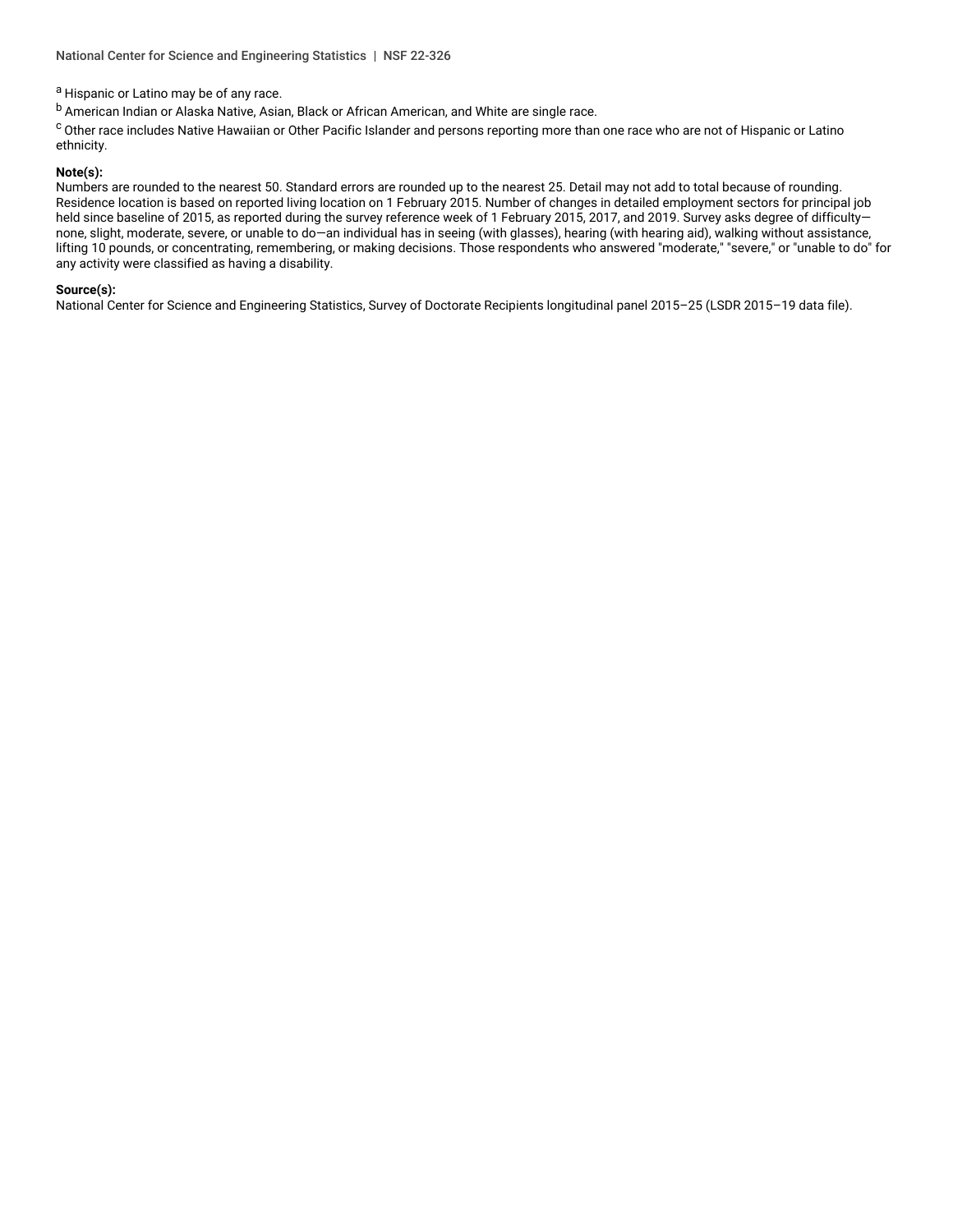[a] Hispanic or Latino may be of any race.

[b] American Indian or Alaska Native, Asian, Black or African American, and White are single race.

[c] Other race includes Native Hawaiian or Other Pacific Islander and persons reporting more than one race who are not of Hispanic or Latino ethnicity.

**Note(s):**

Numbers are rounded to the nearest 50. Standard errors are rounded up to the nearest 25. Detail may not add to total because of rounding. Residence location is based on reported living location on 1 February 2015. Number of changes in detailed employment sectors for principal job held since baseline of 2015, as reported during the survey reference week of 1 February 2015, 2017, and 2019. Survey asks degree of difficulty—none, slight, moderate, severe, or unable to do—an individual has in seeing (with glasses), hearing (with hearing aid), walking without assistance, lifting 10 pounds, or concentrating, remembering, or making decisions. Those respondents who answered "moderate," "severe," or "unable to do" for any activity were classified as having a disability.

**Source(s):**

National Center for Science and Engineering Statistics, Survey of Doctorate Recipients longitudinal panel 2015–25 (LSDR 2015–19 data file).